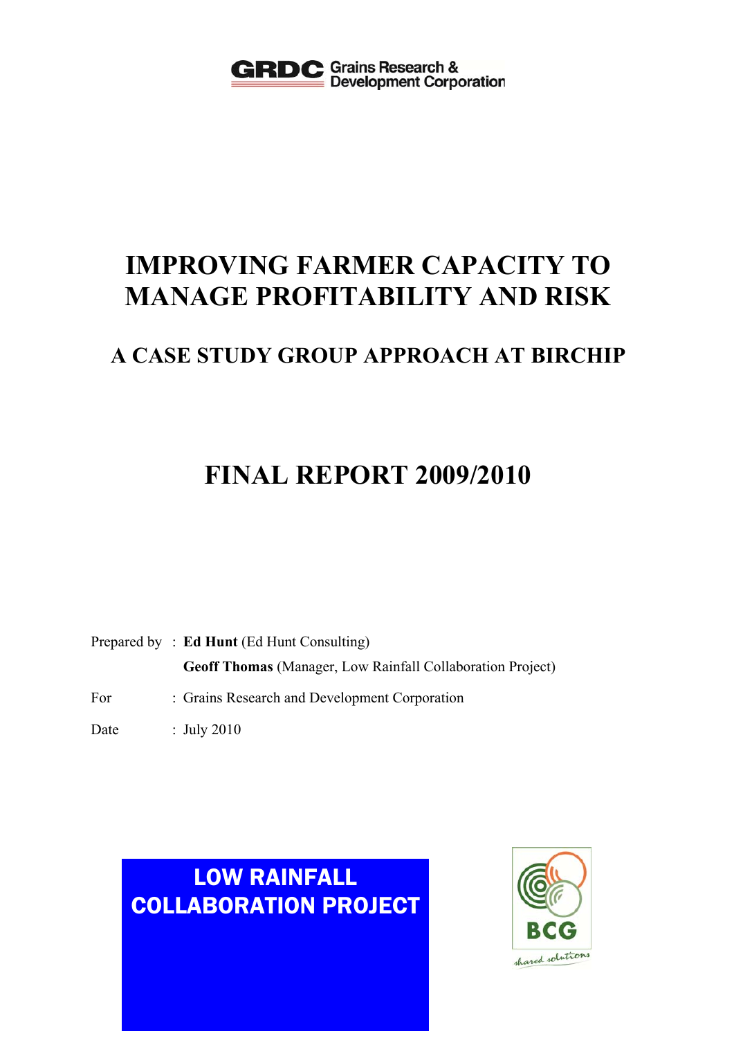GRDC Grains Research & Development Corporation

# IMPROVING FARMER CAPACITY TO MANAGE PROFITABILITY AND RISK

## A CASE STUDY GROUP APPROACH AT BIRCHIP

# FINAL REPORT 2009/2010

Prepared by : **Ed Hunt** (Ed Hunt Consulting)
**Geoff Thomas** (Manager, Low Rainfall Collaboration Project)

For : Grains Research and Development Corporation

Date : July 2010

LOW RAINFALL COLLABORATION PROJECT

BCG
shared solutions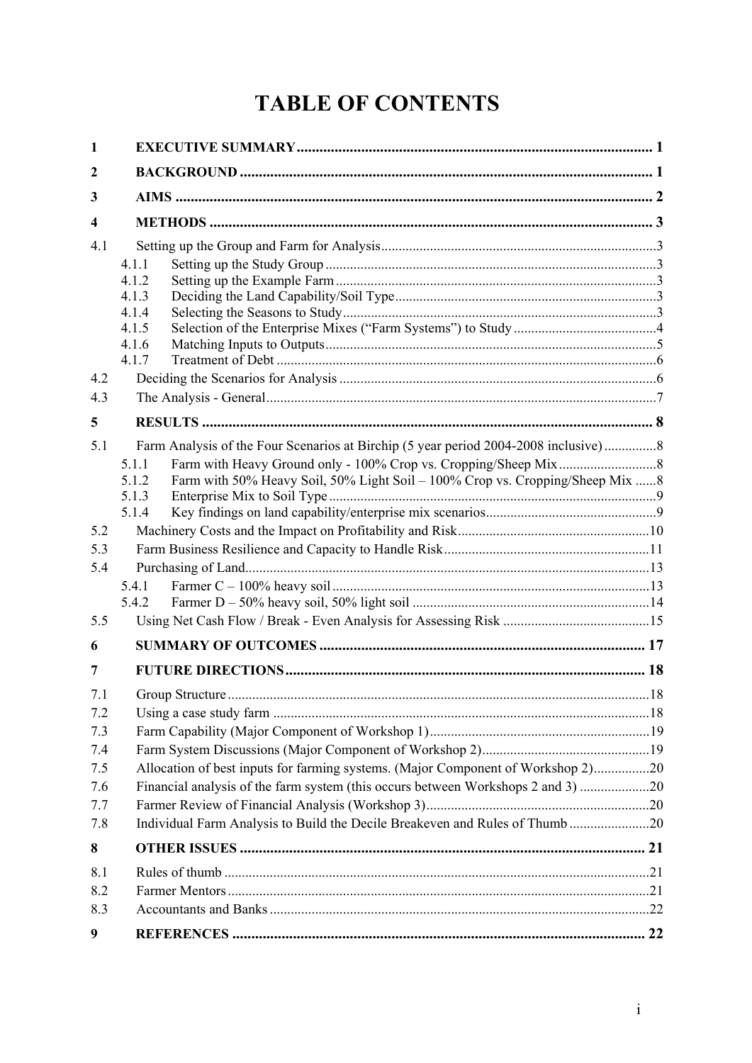# TABLE OF CONTENTS

| | | |
|---|---|---|
| **1** | **EXECUTIVE SUMMARY** | **1** |
| **2** | **BACKGROUND** | **1** |
| **3** | **AIMS** | **2** |
| **4** | **METHODS** | **3** |
| 4.1 | Setting up the Group and Farm for Analysis | 3 |
| 4.1.1 | Setting up the Study Group | 3 |
| 4.1.2 | Setting up the Example Farm | 3 |
| 4.1.3 | Deciding the Land Capability/Soil Type | 3 |
| 4.1.4 | Selecting the Seasons to Study | 3 |
| 4.1.5 | Selection of the Enterprise Mixes ("Farm Systems") to Study | 4 |
| 4.1.6 | Matching Inputs to Outputs | 5 |
| 4.1.7 | Treatment of Debt | 6 |
| 4.2 | Deciding the Scenarios for Analysis | 6 |
| 4.3 | The Analysis - General | 7 |
| **5** | **RESULTS** | **8** |
| 5.1 | Farm Analysis of the Four Scenarios at Birchip (5 year period 2004-2008 inclusive) | 8 |
| 5.1.1 | Farm with Heavy Ground only - 100% Crop vs. Cropping/Sheep Mix | 8 |
| 5.1.2 | Farm with 50% Heavy Soil, 50% Light Soil – 100% Crop vs. Cropping/Sheep Mix | 8 |
| 5.1.3 | Enterprise Mix to Soil Type | 9 |
| 5.1.4 | Key findings on land capability/enterprise mix scenarios | 9 |
| 5.2 | Machinery Costs and the Impact on Profitability and Risk | 10 |
| 5.3 | Farm Business Resilience and Capacity to Handle Risk | 11 |
| 5.4 | Purchasing of Land | 13 |
| 5.4.1 | Farmer C – 100% heavy soil | 13 |
| 5.4.2 | Farmer D – 50% heavy soil, 50% light soil | 14 |
| 5.5 | Using Net Cash Flow / Break - Even Analysis for Assessing Risk | 15 |
| **6** | **SUMMARY OF OUTCOMES** | **17** |
| **7** | **FUTURE DIRECTIONS** | **18** |
| 7.1 | Group Structure | 18 |
| 7.2 | Using a case study farm | 18 |
| 7.3 | Farm Capability (Major Component of Workshop 1) | 19 |
| 7.4 | Farm System Discussions (Major Component of Workshop 2) | 19 |
| 7.5 | Allocation of best inputs for farming systems. (Major Component of Workshop 2) | 20 |
| 7.6 | Financial analysis of the farm system (this occurs between Workshops 2 and 3) | 20 |
| 7.7 | Farmer Review of Financial Analysis (Workshop 3) | 20 |
| 7.8 | Individual Farm Analysis to Build the Decile Breakeven and Rules of Thumb | 20 |
| **8** | **OTHER ISSUES** | **21** |
| 8.1 | Rules of thumb | 21 |
| 8.2 | Farmer Mentors | 21 |
| 8.3 | Accountants and Banks | 22 |
| **9** | **REFERENCES** | **22** |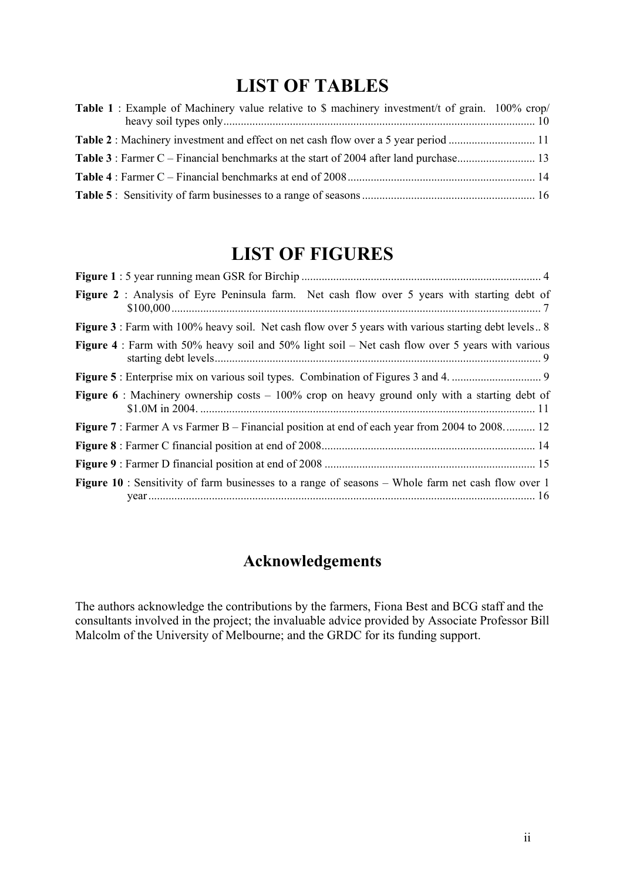# LIST OF TABLES

**Table 1** : Example of Machinery value relative to $ machinery investment/t of grain. 100% crop/ heavy soil types only ........ 10

**Table 2** : Machinery investment and effect on net cash flow over a 5 year period ........ 11

**Table 3** : Farmer C – Financial benchmarks at the start of 2004 after land purchase ........ 13

**Table 4** : Farmer C – Financial benchmarks at end of 2008 ........ 14

**Table 5** : Sensitivity of farm businesses to a range of seasons ........ 16

# LIST OF FIGURES

**Figure 1** : 5 year running mean GSR for Birchip ........ 4

**Figure 2** : Analysis of Eyre Peninsula farm. Net cash flow over 5 years with starting debt of $100,000 ........ 7

**Figure 3** : Farm with 100% heavy soil. Net cash flow over 5 years with various starting debt levels .. 8

**Figure 4** : Farm with 50% heavy soil and 50% light soil – Net cash flow over 5 years with various starting debt levels ........ 9

**Figure 5** : Enterprise mix on various soil types. Combination of Figures 3 and 4. ........ 9

**Figure 6** : Machinery ownership costs – 100% crop on heavy ground only with a starting debt of $1.0M in 2004. ........ 11

**Figure 7** : Farmer A vs Farmer B – Financial position at end of each year from 2004 to 2008. ........ 12

**Figure 8** : Farmer C financial position at end of 2008 ........ 14

**Figure 9** : Farmer D financial position at end of 2008 ........ 15

**Figure 10** : Sensitivity of farm businesses to a range of seasons – Whole farm net cash flow over 1 year ........ 16

## Acknowledgements

The authors acknowledge the contributions by the farmers, Fiona Best and BCG staff and the consultants involved in the project; the invaluable advice provided by Associate Professor Bill Malcolm of the University of Melbourne; and the GRDC for its funding support.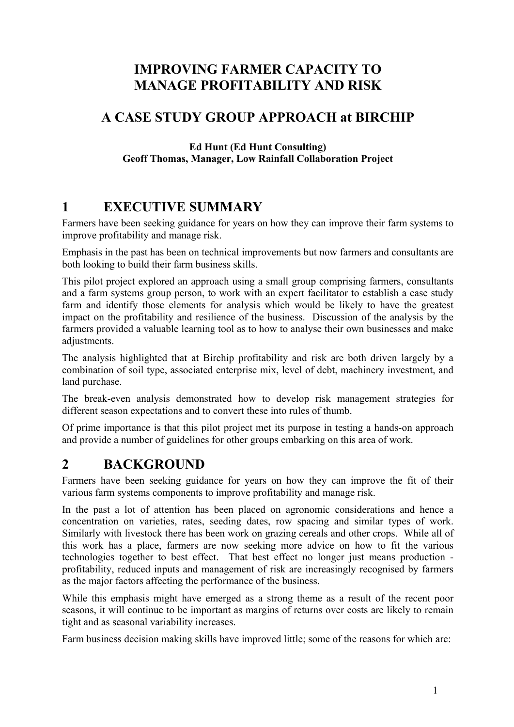# IMPROVING FARMER CAPACITY TO MANAGE PROFITABILITY AND RISK

# A CASE STUDY GROUP APPROACH at BIRCHIP

**Ed Hunt (Ed Hunt Consulting)**
**Geoff Thomas, Manager, Low Rainfall Collaboration Project**

## 1 EXECUTIVE SUMMARY

Farmers have been seeking guidance for years on how they can improve their farm systems to improve profitability and manage risk.

Emphasis in the past has been on technical improvements but now farmers and consultants are both looking to build their farm business skills.

This pilot project explored an approach using a small group comprising farmers, consultants and a farm systems group person, to work with an expert facilitator to establish a case study farm and identify those elements for analysis which would be likely to have the greatest impact on the profitability and resilience of the business. Discussion of the analysis by the farmers provided a valuable learning tool as to how to analyse their own businesses and make adjustments.

The analysis highlighted that at Birchip profitability and risk are both driven largely by a combination of soil type, associated enterprise mix, level of debt, machinery investment, and land purchase.

The break-even analysis demonstrated how to develop risk management strategies for different season expectations and to convert these into rules of thumb.

Of prime importance is that this pilot project met its purpose in testing a hands-on approach and provide a number of guidelines for other groups embarking on this area of work.

## 2 BACKGROUND

Farmers have been seeking guidance for years on how they can improve the fit of their various farm systems components to improve profitability and manage risk.

In the past a lot of attention has been placed on agronomic considerations and hence a concentration on varieties, rates, seeding dates, row spacing and similar types of work. Similarly with livestock there has been work on grazing cereals and other crops. While all of this work has a place, farmers are now seeking more advice on how to fit the various technologies together to best effect. That best effect no longer just means production - profitability, reduced inputs and management of risk are increasingly recognised by farmers as the major factors affecting the performance of the business.

While this emphasis might have emerged as a strong theme as a result of the recent poor seasons, it will continue to be important as margins of returns over costs are likely to remain tight and as seasonal variability increases.

Farm business decision making skills have improved little; some of the reasons for which are: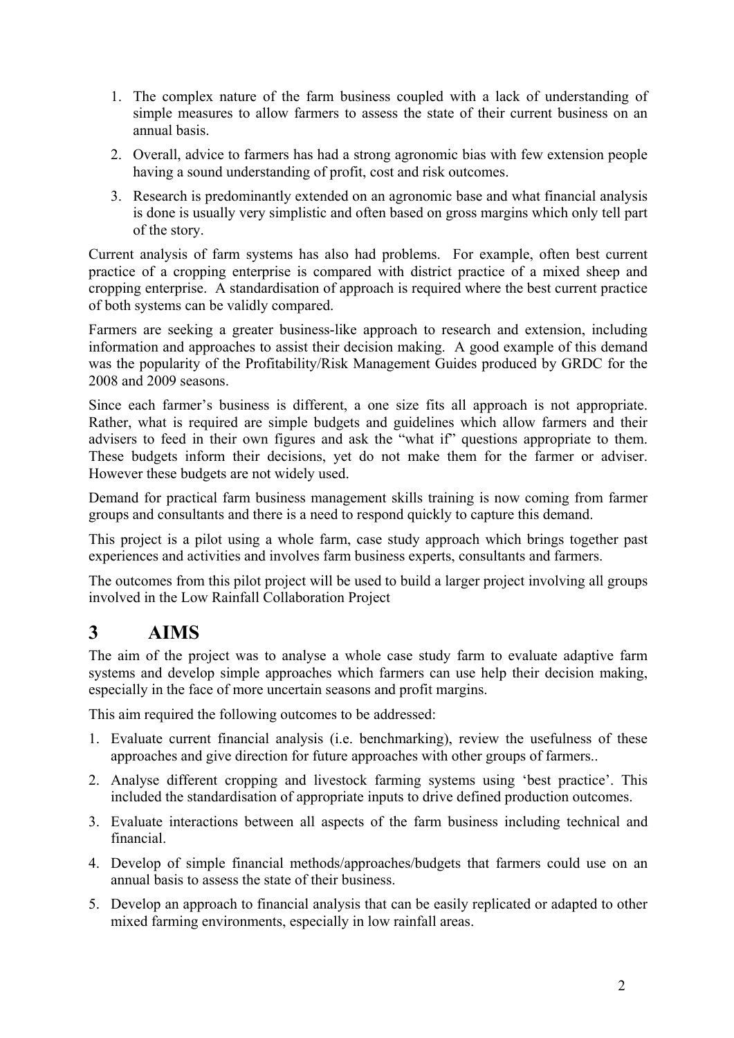1. The complex nature of the farm business coupled with a lack of understanding of simple measures to allow farmers to assess the state of their current business on an annual basis.
2. Overall, advice to farmers has had a strong agronomic bias with few extension people having a sound understanding of profit, cost and risk outcomes.
3. Research is predominantly extended on an agronomic base and what financial analysis is done is usually very simplistic and often based on gross margins which only tell part of the story.

Current analysis of farm systems has also had problems. For example, often best current practice of a cropping enterprise is compared with district practice of a mixed sheep and cropping enterprise. A standardisation of approach is required where the best current practice of both systems can be validly compared.

Farmers are seeking a greater business-like approach to research and extension, including information and approaches to assist their decision making. A good example of this demand was the popularity of the Profitability/Risk Management Guides produced by GRDC for the 2008 and 2009 seasons.

Since each farmer's business is different, a one size fits all approach is not appropriate. Rather, what is required are simple budgets and guidelines which allow farmers and their advisers to feed in their own figures and ask the "what if" questions appropriate to them. These budgets inform their decisions, yet do not make them for the farmer or adviser. However these budgets are not widely used.

Demand for practical farm business management skills training is now coming from farmer groups and consultants and there is a need to respond quickly to capture this demand.

This project is a pilot using a whole farm, case study approach which brings together past experiences and activities and involves farm business experts, consultants and farmers.

The outcomes from this pilot project will be used to build a larger project involving all groups involved in the Low Rainfall Collaboration Project

# 3 AIMS

The aim of the project was to analyse a whole case study farm to evaluate adaptive farm systems and develop simple approaches which farmers can use help their decision making, especially in the face of more uncertain seasons and profit margins.

This aim required the following outcomes to be addressed:

1. Evaluate current financial analysis (i.e. benchmarking), review the usefulness of these approaches and give direction for future approaches with other groups of farmers..
2. Analyse different cropping and livestock farming systems using 'best practice'. This included the standardisation of appropriate inputs to drive defined production outcomes.
3. Evaluate interactions between all aspects of the farm business including technical and financial.
4. Develop of simple financial methods/approaches/budgets that farmers could use on an annual basis to assess the state of their business.
5. Develop an approach to financial analysis that can be easily replicated or adapted to other mixed farming environments, especially in low rainfall areas.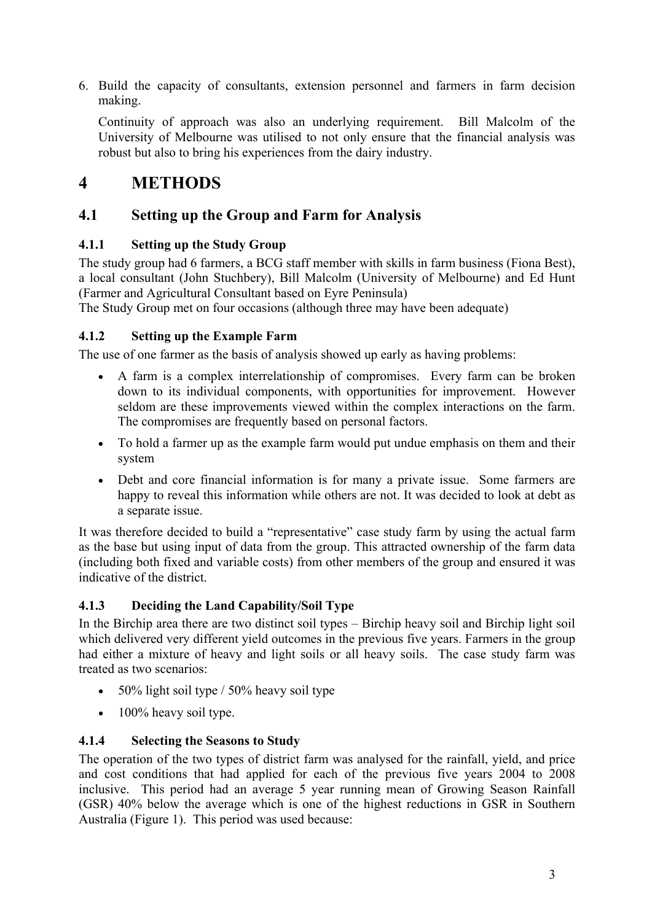6. Build the capacity of consultants, extension personnel and farmers in farm decision making.

   Continuity of approach was also an underlying requirement. Bill Malcolm of the University of Melbourne was utilised to not only ensure that the financial analysis was robust but also to bring his experiences from the dairy industry.

# 4 METHODS

## 4.1 Setting up the Group and Farm for Analysis

### 4.1.1 Setting up the Study Group

The study group had 6 farmers, a BCG staff member with skills in farm business (Fiona Best), a local consultant (John Stuchbery), Bill Malcolm (University of Melbourne) and Ed Hunt (Farmer and Agricultural Consultant based on Eyre Peninsula)

The Study Group met on four occasions (although three may have been adequate)

### 4.1.2 Setting up the Example Farm

The use of one farmer as the basis of analysis showed up early as having problems:

- A farm is a complex interrelationship of compromises. Every farm can be broken down to its individual components, with opportunities for improvement. However seldom are these improvements viewed within the complex interactions on the farm. The compromises are frequently based on personal factors.
- To hold a farmer up as the example farm would put undue emphasis on them and their system
- Debt and core financial information is for many a private issue. Some farmers are happy to reveal this information while others are not. It was decided to look at debt as a separate issue.

It was therefore decided to build a "representative" case study farm by using the actual farm as the base but using input of data from the group. This attracted ownership of the farm data (including both fixed and variable costs) from other members of the group and ensured it was indicative of the district.

### 4.1.3 Deciding the Land Capability/Soil Type

In the Birchip area there are two distinct soil types – Birchip heavy soil and Birchip light soil which delivered very different yield outcomes in the previous five years. Farmers in the group had either a mixture of heavy and light soils or all heavy soils. The case study farm was treated as two scenarios:

- 50% light soil type / 50% heavy soil type
- 100% heavy soil type.

### 4.1.4 Selecting the Seasons to Study

The operation of the two types of district farm was analysed for the rainfall, yield, and price and cost conditions that had applied for each of the previous five years 2004 to 2008 inclusive. This period had an average 5 year running mean of Growing Season Rainfall (GSR) 40% below the average which is one of the highest reductions in GSR in Southern Australia (Figure 1). This period was used because: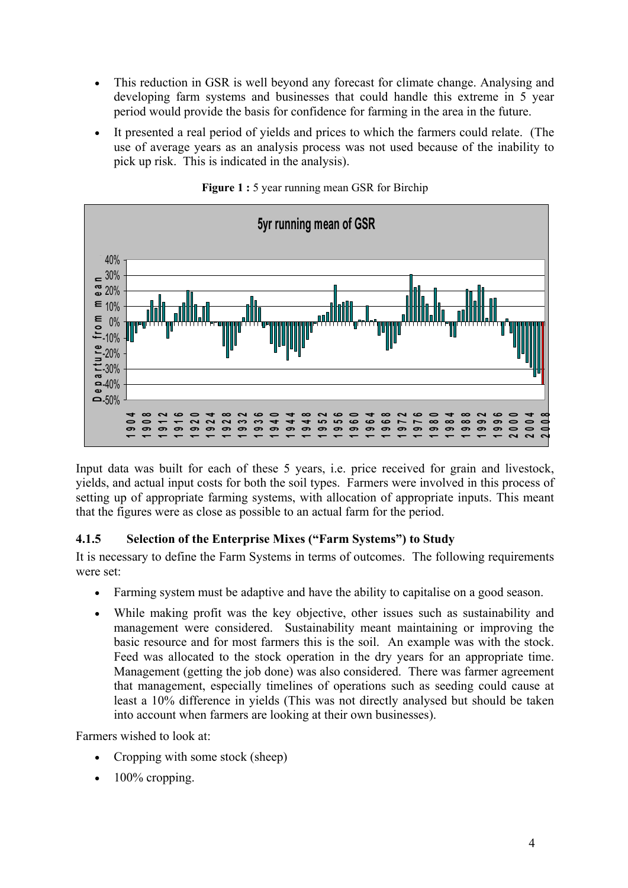- This reduction in GSR is well beyond any forecast for climate change. Analysing and developing farm systems and businesses that could handle this extreme in 5 year period would provide the basis for confidence for farming in the area in the future.
- It presented a real period of yields and prices to which the farmers could relate. (The use of average years as an analysis process was not used because of the inability to pick up risk. This is indicated in the analysis).

**Figure 1 :** 5 year running mean GSR for Birchip

Input data was built for each of these 5 years, i.e. price received for grain and livestock, yields, and actual input costs for both the soil types. Farmers were involved in this process of setting up of appropriate farming systems, with allocation of appropriate inputs. This meant that the figures were as close as possible to an actual farm for the period.

### 4.1.5 Selection of the Enterprise Mixes ("Farm Systems") to Study

It is necessary to define the Farm Systems in terms of outcomes. The following requirements were set:

- Farming system must be adaptive and have the ability to capitalise on a good season.
- While making profit was the key objective, other issues such as sustainability and management were considered. Sustainability meant maintaining or improving the basic resource and for most farmers this is the soil. An example was with the stock. Feed was allocated to the stock operation in the dry years for an appropriate time. Management (getting the job done) was also considered. There was farmer agreement that management, especially timelines of operations such as seeding could cause at least a 10% difference in yields (This was not directly analysed but should be taken into account when farmers are looking at their own businesses).

Farmers wished to look at:

- Cropping with some stock (sheep)
- 100% cropping.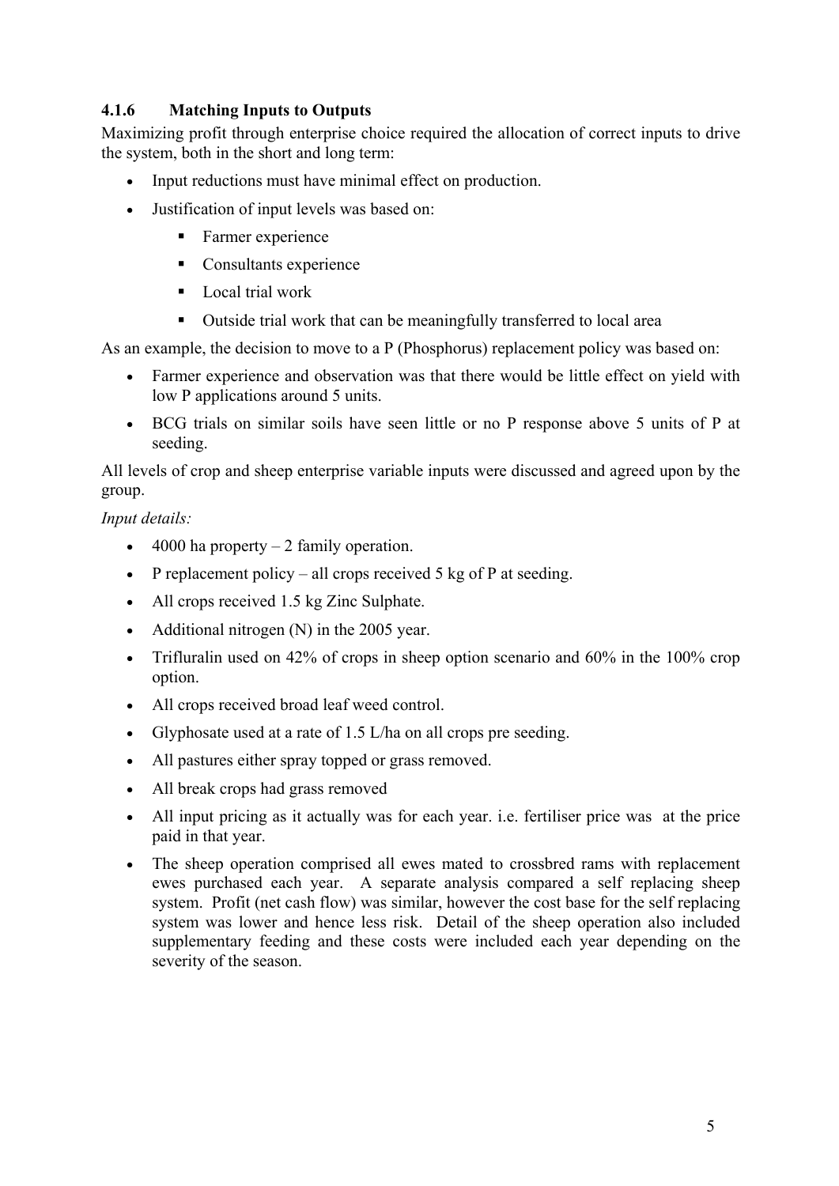### 4.1.6 Matching Inputs to Outputs

Maximizing profit through enterprise choice required the allocation of correct inputs to drive the system, both in the short and long term:

- Input reductions must have minimal effect on production.
- Justification of input levels was based on:
  - Farmer experience
  - Consultants experience
  - Local trial work
  - Outside trial work that can be meaningfully transferred to local area

As an example, the decision to move to a P (Phosphorus) replacement policy was based on:

- Farmer experience and observation was that there would be little effect on yield with low P applications around 5 units.
- BCG trials on similar soils have seen little or no P response above 5 units of P at seeding.

All levels of crop and sheep enterprise variable inputs were discussed and agreed upon by the group.

*Input details:*

- 4000 ha property – 2 family operation.
- P replacement policy – all crops received 5 kg of P at seeding.
- All crops received 1.5 kg Zinc Sulphate.
- Additional nitrogen (N) in the 2005 year.
- Trifluralin used on 42% of crops in sheep option scenario and 60% in the 100% crop option.
- All crops received broad leaf weed control.
- Glyphosate used at a rate of 1.5 L/ha on all crops pre seeding.
- All pastures either spray topped or grass removed.
- All break crops had grass removed
- All input pricing as it actually was for each year. i.e. fertiliser price was at the price paid in that year.
- The sheep operation comprised all ewes mated to crossbred rams with replacement ewes purchased each year. A separate analysis compared a self replacing sheep system. Profit (net cash flow) was similar, however the cost base for the self replacing system was lower and hence less risk. Detail of the sheep operation also included supplementary feeding and these costs were included each year depending on the severity of the season.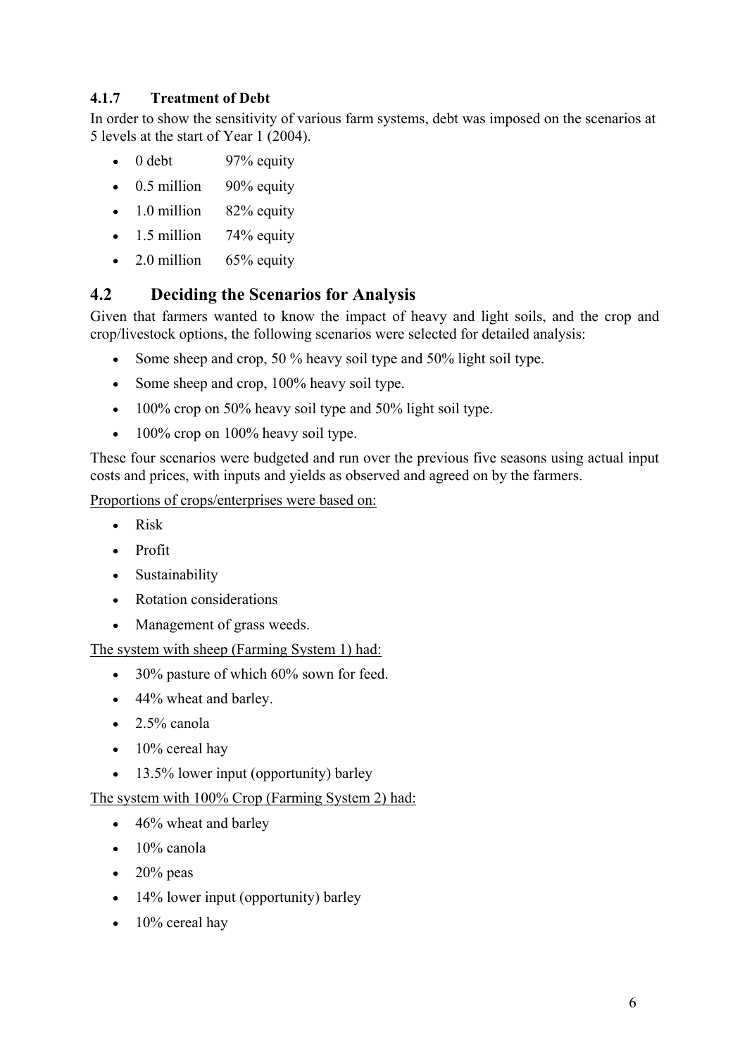#### 4.1.7 Treatment of Debt

In order to show the sensitivity of various farm systems, debt was imposed on the scenarios at 5 levels at the start of Year 1 (2004).

- 0 debt 97% equity
- 0.5 million 90% equity
- 1.0 million 82% equity
- 1.5 million 74% equity
- 2.0 million 65% equity

## 4.2 Deciding the Scenarios for Analysis

Given that farmers wanted to know the impact of heavy and light soils, and the crop and crop/livestock options, the following scenarios were selected for detailed analysis:

- Some sheep and crop, 50 % heavy soil type and 50% light soil type.
- Some sheep and crop, 100% heavy soil type.
- 100% crop on 50% heavy soil type and 50% light soil type.
- 100% crop on 100% heavy soil type.

These four scenarios were budgeted and run over the previous five seasons using actual input costs and prices, with inputs and yields as observed and agreed on by the farmers.

<u>Proportions of crops/enterprises were based on:</u>

- Risk
- Profit
- Sustainability
- Rotation considerations
- Management of grass weeds.

<u>The system with sheep (Farming System 1) had:</u>

- 30% pasture of which 60% sown for feed.
- 44% wheat and barley.
- 2.5% canola
- 10% cereal hay
- 13.5% lower input (opportunity) barley

<u>The system with 100% Crop (Farming System 2) had:</u>

- 46% wheat and barley
- 10% canola
- 20% peas
- 14% lower input (opportunity) barley
- 10% cereal hay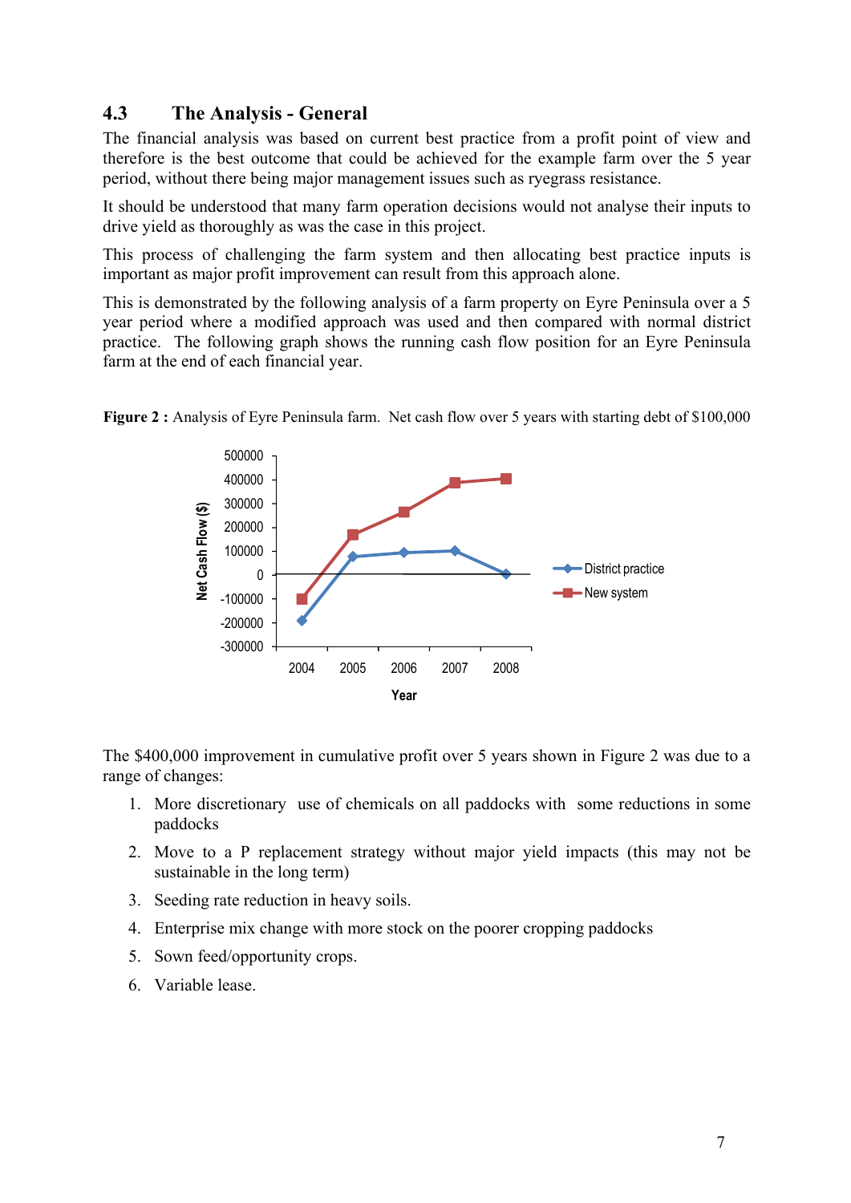## 4.3 The Analysis - General

The financial analysis was based on current best practice from a profit point of view and therefore is the best outcome that could be achieved for the example farm over the 5 year period, without there being major management issues such as ryegrass resistance.

It should be understood that many farm operation decisions would not analyse their inputs to drive yield as thoroughly as was the case in this project.

This process of challenging the farm system and then allocating best practice inputs is important as major profit improvement can result from this approach alone.

This is demonstrated by the following analysis of a farm property on Eyre Peninsula over a 5 year period where a modified approach was used and then compared with normal district practice. The following graph shows the running cash flow position for an Eyre Peninsula farm at the end of each financial year.

**Figure 2 :** Analysis of Eyre Peninsula farm. Net cash flow over 5 years with starting debt of $100,000

The $400,000 improvement in cumulative profit over 5 years shown in Figure 2 was due to a range of changes:

1. More discretionary use of chemicals on all paddocks with some reductions in some paddocks
2. Move to a P replacement strategy without major yield impacts (this may not be sustainable in the long term)
3. Seeding rate reduction in heavy soils.
4. Enterprise mix change with more stock on the poorer cropping paddocks
5. Sown feed/opportunity crops.
6. Variable lease.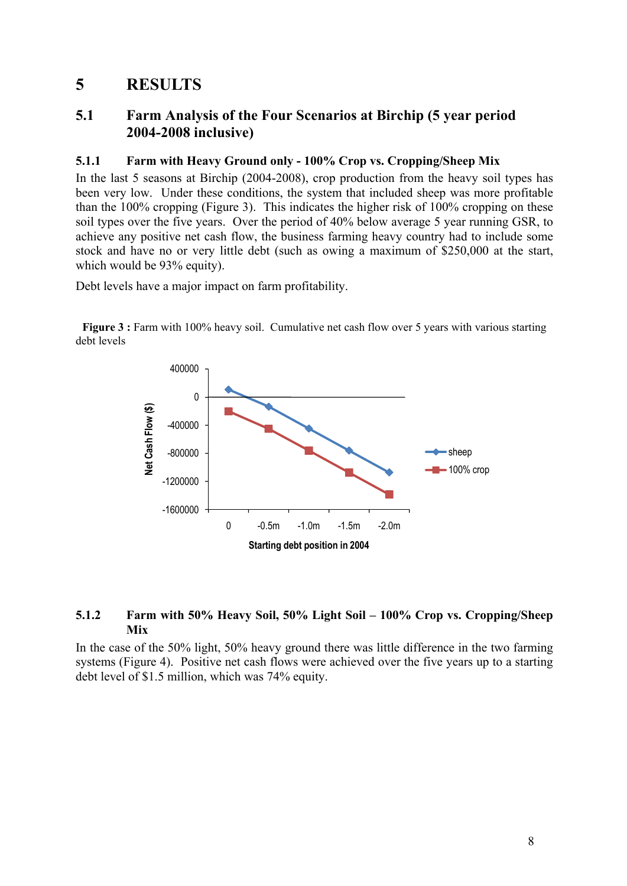# 5 RESULTS

## 5.1 Farm Analysis of the Four Scenarios at Birchip (5 year period 2004-2008 inclusive)

### 5.1.1 Farm with Heavy Ground only - 100% Crop vs. Cropping/Sheep Mix

In the last 5 seasons at Birchip (2004-2008), crop production from the heavy soil types has been very low. Under these conditions, the system that included sheep was more profitable than the 100% cropping (Figure 3). This indicates the higher risk of 100% cropping on these soil types over the five years. Over the period of 40% below average 5 year running GSR, to achieve any positive net cash flow, the business farming heavy country had to include some stock and have no or very little debt (such as owing a maximum of $250,000 at the start, which would be 93% equity).

Debt levels have a major impact on farm profitability.

**Figure 3 :** Farm with 100% heavy soil. Cumulative net cash flow over 5 years with various starting debt levels

### 5.1.2 Farm with 50% Heavy Soil, 50% Light Soil – 100% Crop vs. Cropping/Sheep Mix

In the case of the 50% light, 50% heavy ground there was little difference in the two farming systems (Figure 4). Positive net cash flows were achieved over the five years up to a starting debt level of $1.5 million, which was 74% equity.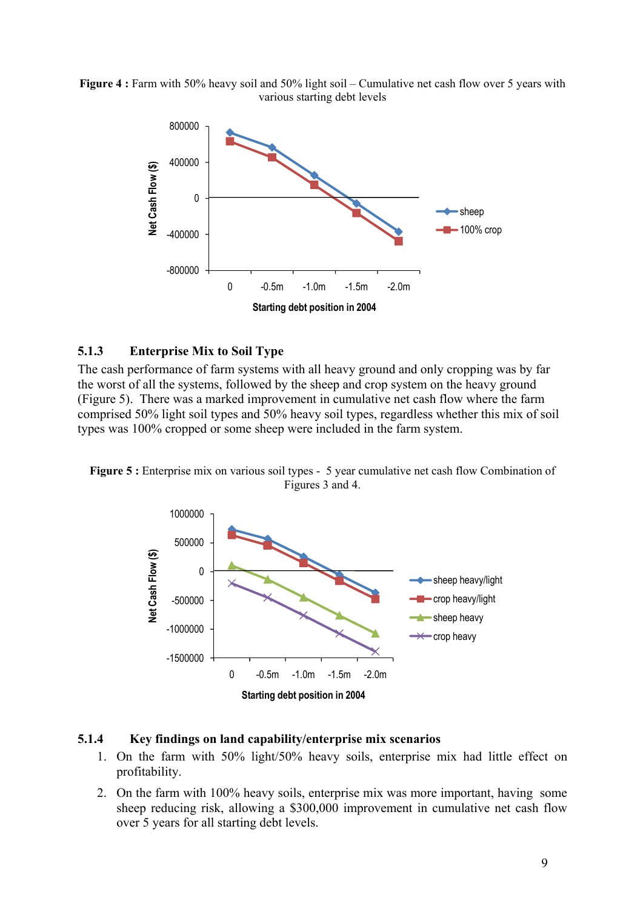**Figure 4 :** Farm with 50% heavy soil and 50% light soil – Cumulative net cash flow over 5 years with various starting debt levels

### 5.1.3 Enterprise Mix to Soil Type

The cash performance of farm systems with all heavy ground and only cropping was by far the worst of all the systems, followed by the sheep and crop system on the heavy ground (Figure 5). There was a marked improvement in cumulative net cash flow where the farm comprised 50% light soil types and 50% heavy soil types, regardless whether this mix of soil types was 100% cropped or some sheep were included in the farm system.

**Figure 5 :** Enterprise mix on various soil types - 5 year cumulative net cash flow Combination of Figures 3 and 4.

### 5.1.4 Key findings on land capability/enterprise mix scenarios

1. On the farm with 50% light/50% heavy soils, enterprise mix had little effect on profitability.
2. On the farm with 100% heavy soils, enterprise mix was more important, having some sheep reducing risk, allowing a $300,000 improvement in cumulative net cash flow over 5 years for all starting debt levels.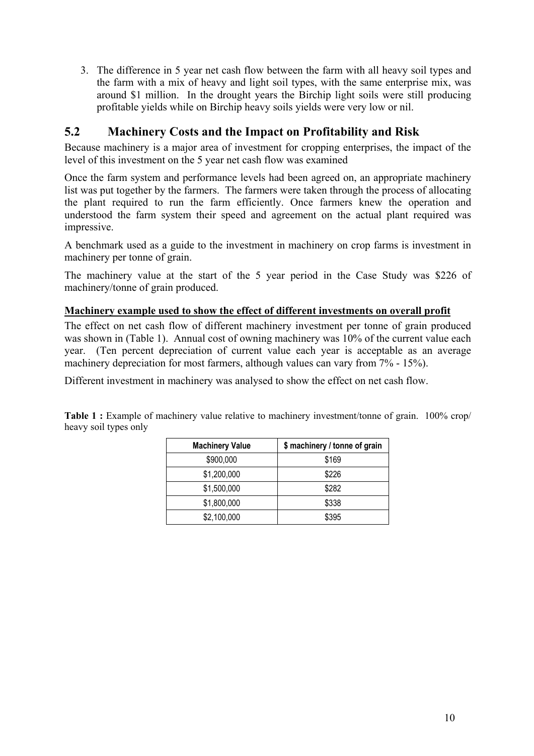3. The difference in 5 year net cash flow between the farm with all heavy soil types and the farm with a mix of heavy and light soil types, with the same enterprise mix, was around $1 million. In the drought years the Birchip light soils were still producing profitable yields while on Birchip heavy soils yields were very low or nil.

## 5.2 Machinery Costs and the Impact on Profitability and Risk

Because machinery is a major area of investment for cropping enterprises, the impact of the level of this investment on the 5 year net cash flow was examined

Once the farm system and performance levels had been agreed on, an appropriate machinery list was put together by the farmers. The farmers were taken through the process of allocating the plant required to run the farm efficiently. Once farmers knew the operation and understood the farm system their speed and agreement on the actual plant required was impressive.

A benchmark used as a guide to the investment in machinery on crop farms is investment in machinery per tonne of grain.

The machinery value at the start of the 5 year period in the Case Study was $226 of machinery/tonne of grain produced.

**Machinery example used to show the effect of different investments on overall profit**

The effect on net cash flow of different machinery investment per tonne of grain produced was shown in (Table 1). Annual cost of owning machinery was 10% of the current value each year. (Ten percent depreciation of current value each year is acceptable as an average machinery depreciation for most farmers, although values can vary from 7% - 15%).

Different investment in machinery was analysed to show the effect on net cash flow.

**Table 1 :** Example of machinery value relative to machinery investment/tonne of grain. 100% crop/ heavy soil types only

| Machinery Value | $ machinery / tonne of grain |
|---|---|
| $900,000 | $169 |
| $1,200,000 | $226 |
| $1,500,000 | $282 |
| $1,800,000 | $338 |
| $2,100,000 | $395 |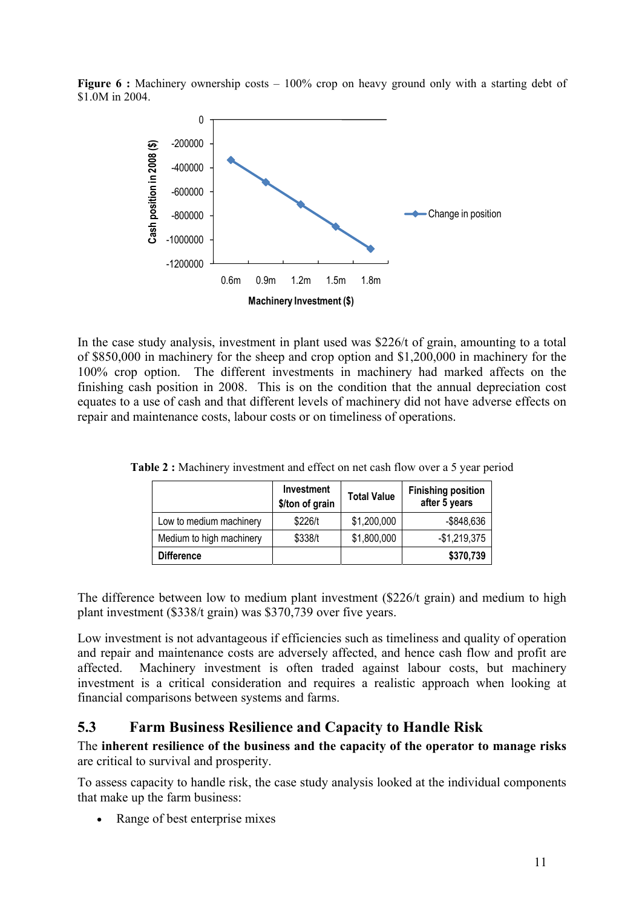**Figure 6 :** Machinery ownership costs – 100% crop on heavy ground only with a starting debt of $1.0M in 2004.

In the case study analysis, investment in plant used was $226/t of grain, amounting to a total of $850,000 in machinery for the sheep and crop option and $1,200,000 in machinery for the 100% crop option. The different investments in machinery had marked affects on the finishing cash position in 2008. This is on the condition that the annual depreciation cost equates to a use of cash and that different levels of machinery did not have adverse effects on repair and maintenance costs, labour costs or on timeliness of operations.

**Table 2 :** Machinery investment and effect on net cash flow over a 5 year period

| | Investment $/ton of grain | Total Value | Finishing position after 5 years |
|---|---|---|---|
| Low to medium machinery | $226/t | $1,200,000 | -$848,636 |
| Medium to high machinery | $338/t | $1,800,000 | -$1,219,375 |
| **Difference** | | | **$370,739** |

The difference between low to medium plant investment ($226/t grain) and medium to high plant investment ($338/t grain) was $370,739 over five years.

Low investment is not advantageous if efficiencies such as timeliness and quality of operation and repair and maintenance costs are adversely affected, and hence cash flow and profit are affected. Machinery investment is often traded against labour costs, but machinery investment is a critical consideration and requires a realistic approach when looking at financial comparisons between systems and farms.

## 5.3 Farm Business Resilience and Capacity to Handle Risk

The **inherent resilience of the business and the capacity of the operator to manage risks** are critical to survival and prosperity.

To assess capacity to handle risk, the case study analysis looked at the individual components that make up the farm business:

- Range of best enterprise mixes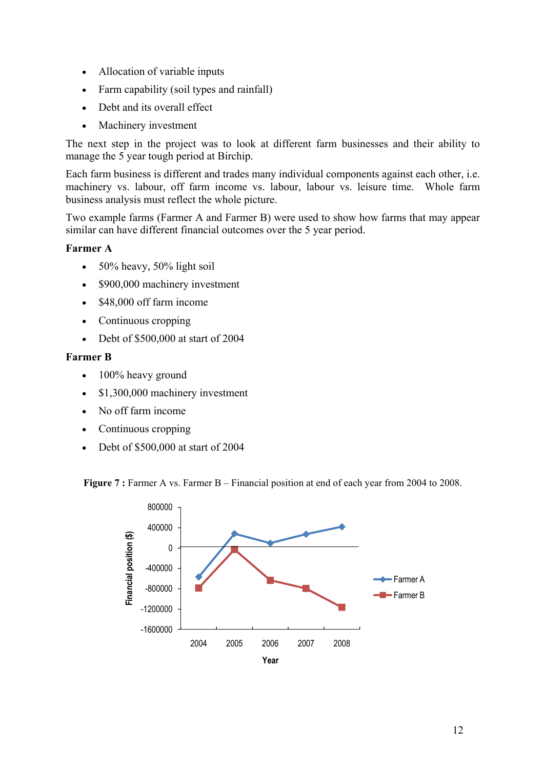- Allocation of variable inputs
- Farm capability (soil types and rainfall)
- Debt and its overall effect
- Machinery investment

The next step in the project was to look at different farm businesses and their ability to manage the 5 year tough period at Birchip.

Each farm business is different and trades many individual components against each other, i.e. machinery vs. labour, off farm income vs. labour, labour vs. leisure time. Whole farm business analysis must reflect the whole picture.

Two example farms (Farmer A and Farmer B) were used to show how farms that may appear similar can have different financial outcomes over the 5 year period.

**Farmer A**

- 50% heavy, 50% light soil
- $900,000 machinery investment
- $48,000 off farm income
- Continuous cropping
- Debt of $500,000 at start of 2004

**Farmer B**

- 100% heavy ground
- $1,300,000 machinery investment
- No off farm income
- Continuous cropping
- Debt of $500,000 at start of 2004

**Figure 7 :** Farmer A vs. Farmer B – Financial position at end of each year from 2004 to 2008.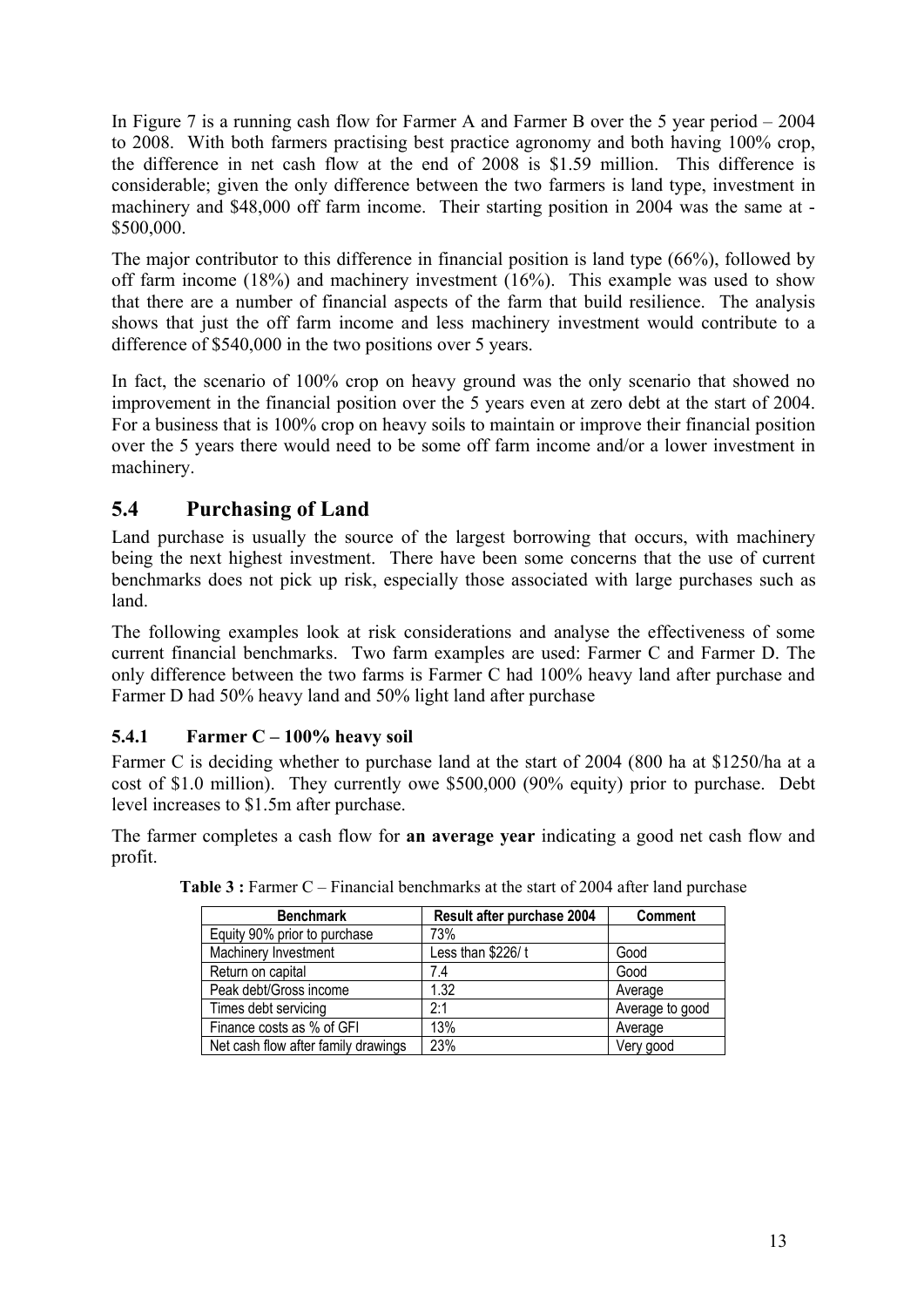In Figure 7 is a running cash flow for Farmer A and Farmer B over the 5 year period – 2004 to 2008. With both farmers practising best practice agronomy and both having 100% crop, the difference in net cash flow at the end of 2008 is $1.59 million. This difference is considerable; given the only difference between the two farmers is land type, investment in machinery and $48,000 off farm income. Their starting position in 2004 was the same at -$500,000.

The major contributor to this difference in financial position is land type (66%), followed by off farm income (18%) and machinery investment (16%). This example was used to show that there are a number of financial aspects of the farm that build resilience. The analysis shows that just the off farm income and less machinery investment would contribute to a difference of $540,000 in the two positions over 5 years.

In fact, the scenario of 100% crop on heavy ground was the only scenario that showed no improvement in the financial position over the 5 years even at zero debt at the start of 2004. For a business that is 100% crop on heavy soils to maintain or improve their financial position over the 5 years there would need to be some off farm income and/or a lower investment in machinery.

## 5.4 Purchasing of Land

Land purchase is usually the source of the largest borrowing that occurs, with machinery being the next highest investment. There have been some concerns that the use of current benchmarks does not pick up risk, especially those associated with large purchases such as land.

The following examples look at risk considerations and analyse the effectiveness of some current financial benchmarks. Two farm examples are used: Farmer C and Farmer D. The only difference between the two farms is Farmer C had 100% heavy land after purchase and Farmer D had 50% heavy land and 50% light land after purchase

### 5.4.1 Farmer C – 100% heavy soil

Farmer C is deciding whether to purchase land at the start of 2004 (800 ha at $1250/ha at a cost of $1.0 million). They currently owe $500,000 (90% equity) prior to purchase. Debt level increases to $1.5m after purchase.

The farmer completes a cash flow for **an average year** indicating a good net cash flow and profit.

**Table 3 :** Farmer C – Financial benchmarks at the start of 2004 after land purchase

| Benchmark | Result after purchase 2004 | Comment |
|---|---|---|
| Equity 90% prior to purchase | 73% | |
| Machinery Investment | Less than $226/ t | Good |
| Return on capital | 7.4 | Good |
| Peak debt/Gross income | 1.32 | Average |
| Times debt servicing | 2:1 | Average to good |
| Finance costs as % of GFI | 13% | Average |
| Net cash flow after family drawings | 23% | Very good |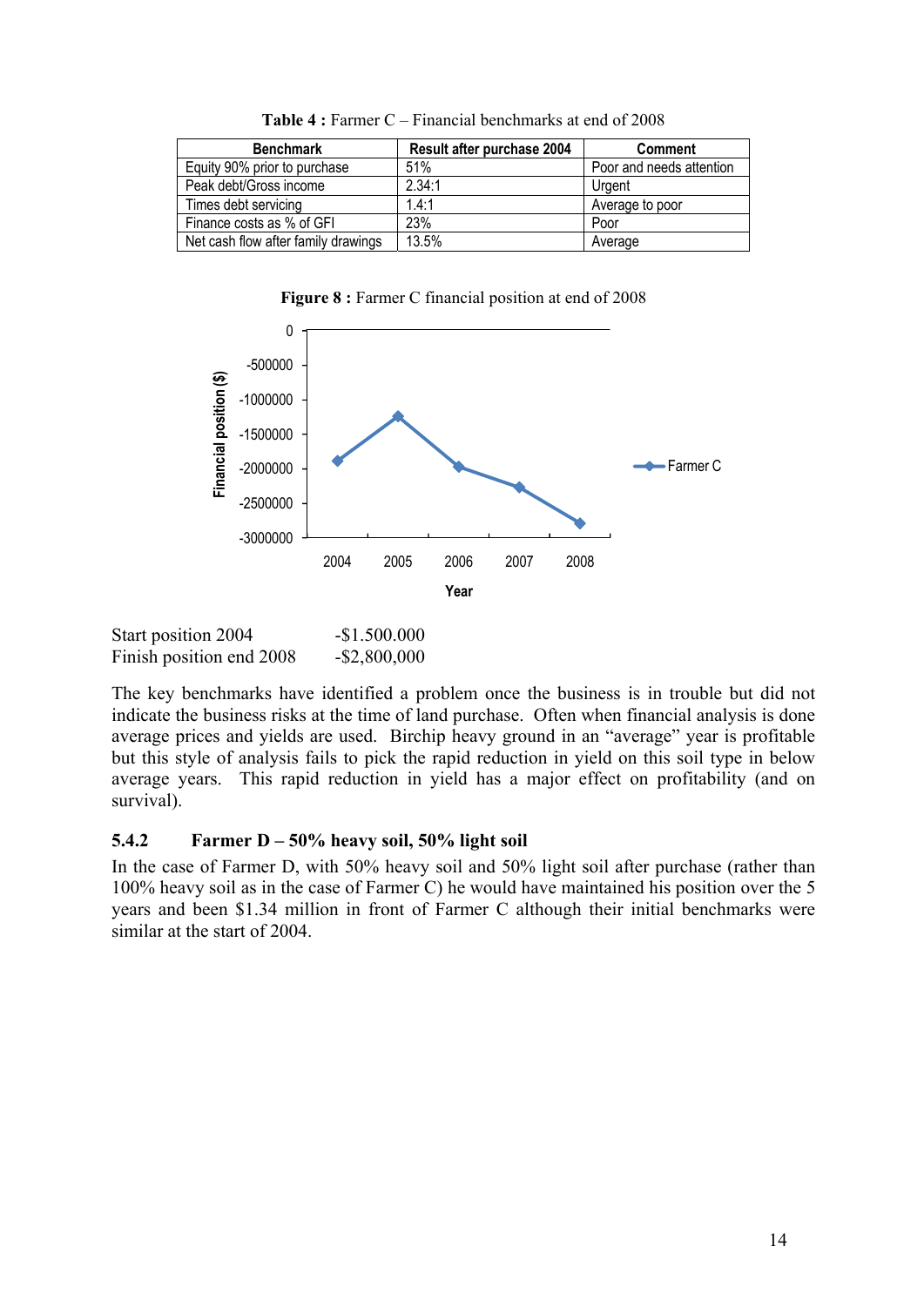**Table 4 :** Farmer C – Financial benchmarks at end of 2008

| Benchmark | Result after purchase 2004 | Comment |
| --- | --- | --- |
| Equity 90% prior to purchase | 51% | Poor and needs attention |
| Peak debt/Gross income | 2.34:1 | Urgent |
| Times debt servicing | 1.4:1 | Average to poor |
| Finance costs as % of GFI | 23% | Poor |
| Net cash flow after family drawings | 13.5% | Average |

**Figure 8 :** Farmer C financial position at end of 2008

Start position 2004 -$1.500.000
Finish position end 2008 -$2,800,000

The key benchmarks have identified a problem once the business is in trouble but did not indicate the business risks at the time of land purchase. Often when financial analysis is done average prices and yields are used. Birchip heavy ground in an "average" year is profitable but this style of analysis fails to pick the rapid reduction in yield on this soil type in below average years. This rapid reduction in yield has a major effect on profitability (and on survival).

### 5.4.2 Farmer D – 50% heavy soil, 50% light soil

In the case of Farmer D, with 50% heavy soil and 50% light soil after purchase (rather than 100% heavy soil as in the case of Farmer C) he would have maintained his position over the 5 years and been $1.34 million in front of Farmer C although their initial benchmarks were similar at the start of 2004.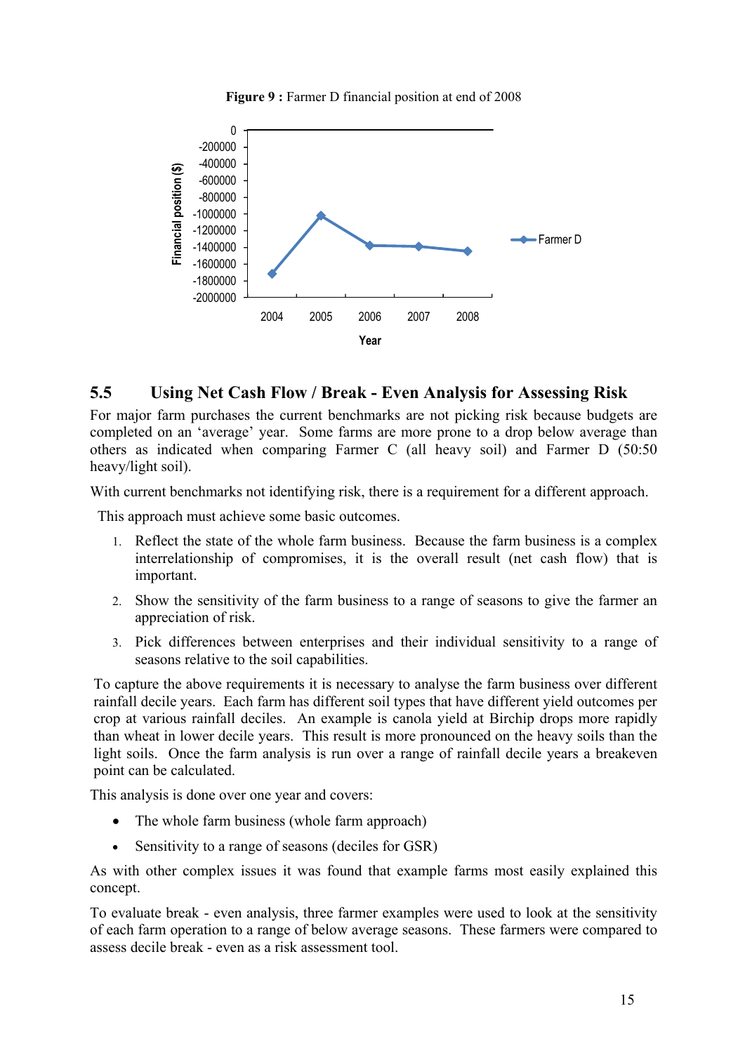**Figure 9 :** Farmer D financial position at end of 2008

## 5.5 Using Net Cash Flow / Break - Even Analysis for Assessing Risk

For major farm purchases the current benchmarks are not picking risk because budgets are completed on an 'average' year. Some farms are more prone to a drop below average than others as indicated when comparing Farmer C (all heavy soil) and Farmer D (50:50 heavy/light soil).

With current benchmarks not identifying risk, there is a requirement for a different approach.

This approach must achieve some basic outcomes.

1. Reflect the state of the whole farm business. Because the farm business is a complex interrelationship of compromises, it is the overall result (net cash flow) that is important.
2. Show the sensitivity of the farm business to a range of seasons to give the farmer an appreciation of risk.
3. Pick differences between enterprises and their individual sensitivity to a range of seasons relative to the soil capabilities.

To capture the above requirements it is necessary to analyse the farm business over different rainfall decile years. Each farm has different soil types that have different yield outcomes per crop at various rainfall deciles. An example is canola yield at Birchip drops more rapidly than wheat in lower decile years. This result is more pronounced on the heavy soils than the light soils. Once the farm analysis is run over a range of rainfall decile years a breakeven point can be calculated.

This analysis is done over one year and covers:

- The whole farm business (whole farm approach)
- Sensitivity to a range of seasons (deciles for GSR)

As with other complex issues it was found that example farms most easily explained this concept.

To evaluate break - even analysis, three farmer examples were used to look at the sensitivity of each farm operation to a range of below average seasons. These farmers were compared to assess decile break - even as a risk assessment tool.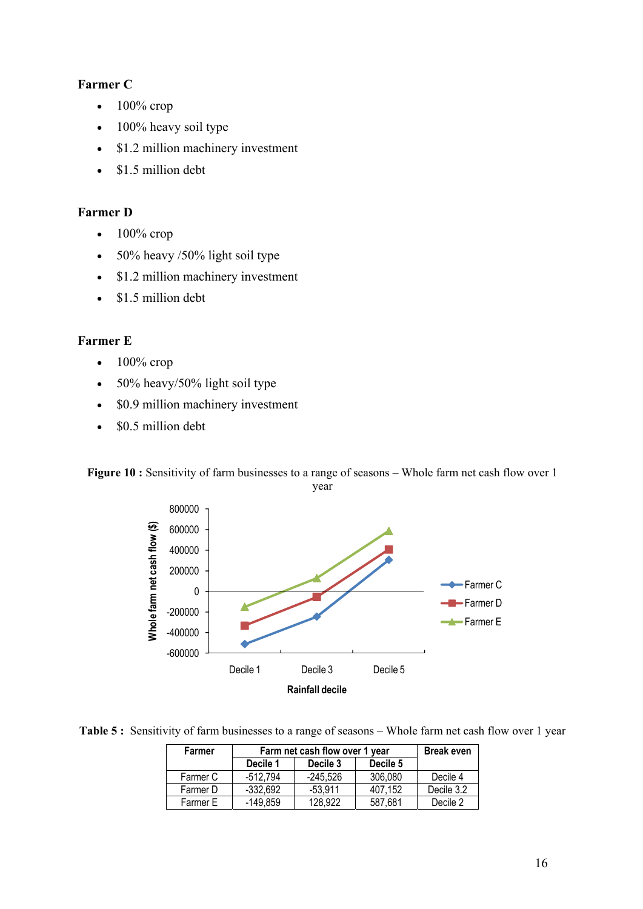**Farmer C**

- 100% crop
- 100% heavy soil type
- $1.2 million machinery investment
- $1.5 million debt

**Farmer D**

- 100% crop
- 50% heavy /50% light soil type
- $1.2 million machinery investment
- $1.5 million debt

**Farmer E**

- 100% crop
- 50% heavy/50% light soil type
- $0.9 million machinery investment
- $0.5 million debt

**Figure 10 :** Sensitivity of farm businesses to a range of seasons – Whole farm net cash flow over 1 year

**Table 5 :** Sensitivity of farm businesses to a range of seasons – Whole farm net cash flow over 1 year

| Farmer | Farm net cash flow over 1 year | | | Break even |
|---|---|---|---|---|
| | Decile 1 | Decile 3 | Decile 5 | |
| Farmer C | -512,794 | -245,526 | 306,080 | Decile 4 |
| Farmer D | -332,692 | -53,911 | 407,152 | Decile 3.2 |
| Farmer E | -149,859 | 128,922 | 587,681 | Decile 2 |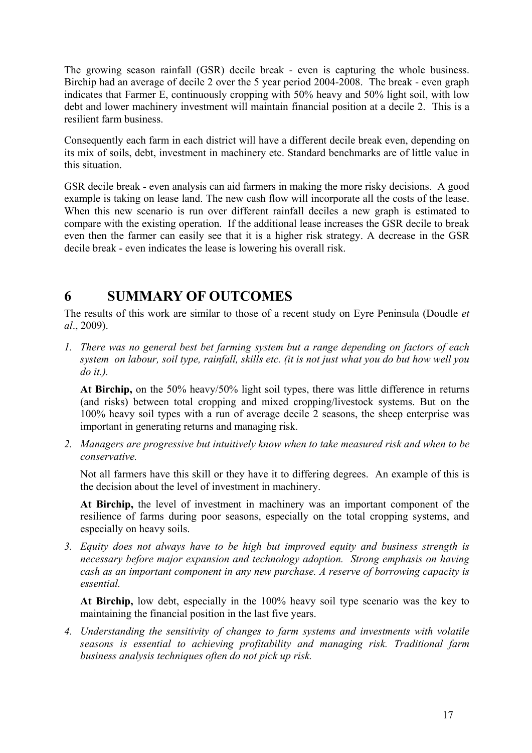The growing season rainfall (GSR) decile break - even is capturing the whole business. Birchip had an average of decile 2 over the 5 year period 2004-2008. The break - even graph indicates that Farmer E, continuously cropping with 50% heavy and 50% light soil, with low debt and lower machinery investment will maintain financial position at a decile 2. This is a resilient farm business.

Consequently each farm in each district will have a different decile break even, depending on its mix of soils, debt, investment in machinery etc. Standard benchmarks are of little value in this situation.

GSR decile break - even analysis can aid farmers in making the more risky decisions. A good example is taking on lease land. The new cash flow will incorporate all the costs of the lease. When this new scenario is run over different rainfall deciles a new graph is estimated to compare with the existing operation. If the additional lease increases the GSR decile to break even then the farmer can easily see that it is a higher risk strategy. A decrease in the GSR decile break - even indicates the lease is lowering his overall risk.

# 6 SUMMARY OF OUTCOMES

The results of this work are similar to those of a recent study on Eyre Peninsula (Doudle *et al*., 2009).

1. *There was no general best bet farming system but a range depending on factors of each system on labour, soil type, rainfall, skills etc. (it is not just what you do but how well you do it.).*

   **At Birchip,** on the 50% heavy/50% light soil types, there was little difference in returns (and risks) between total cropping and mixed cropping/livestock systems. But on the 100% heavy soil types with a run of average decile 2 seasons, the sheep enterprise was important in generating returns and managing risk.

2. *Managers are progressive but intuitively know when to take measured risk and when to be conservative.*

   Not all farmers have this skill or they have it to differing degrees. An example of this is the decision about the level of investment in machinery.

   **At Birchip,** the level of investment in machinery was an important component of the resilience of farms during poor seasons, especially on the total cropping systems, and especially on heavy soils.

3. *Equity does not always have to be high but improved equity and business strength is necessary before major expansion and technology adoption. Strong emphasis on having cash as an important component in any new purchase. A reserve of borrowing capacity is essential.*

   **At Birchip,** low debt, especially in the 100% heavy soil type scenario was the key to maintaining the financial position in the last five years.

4. *Understanding the sensitivity of changes to farm systems and investments with volatile seasons is essential to achieving profitability and managing risk. Traditional farm business analysis techniques often do not pick up risk.*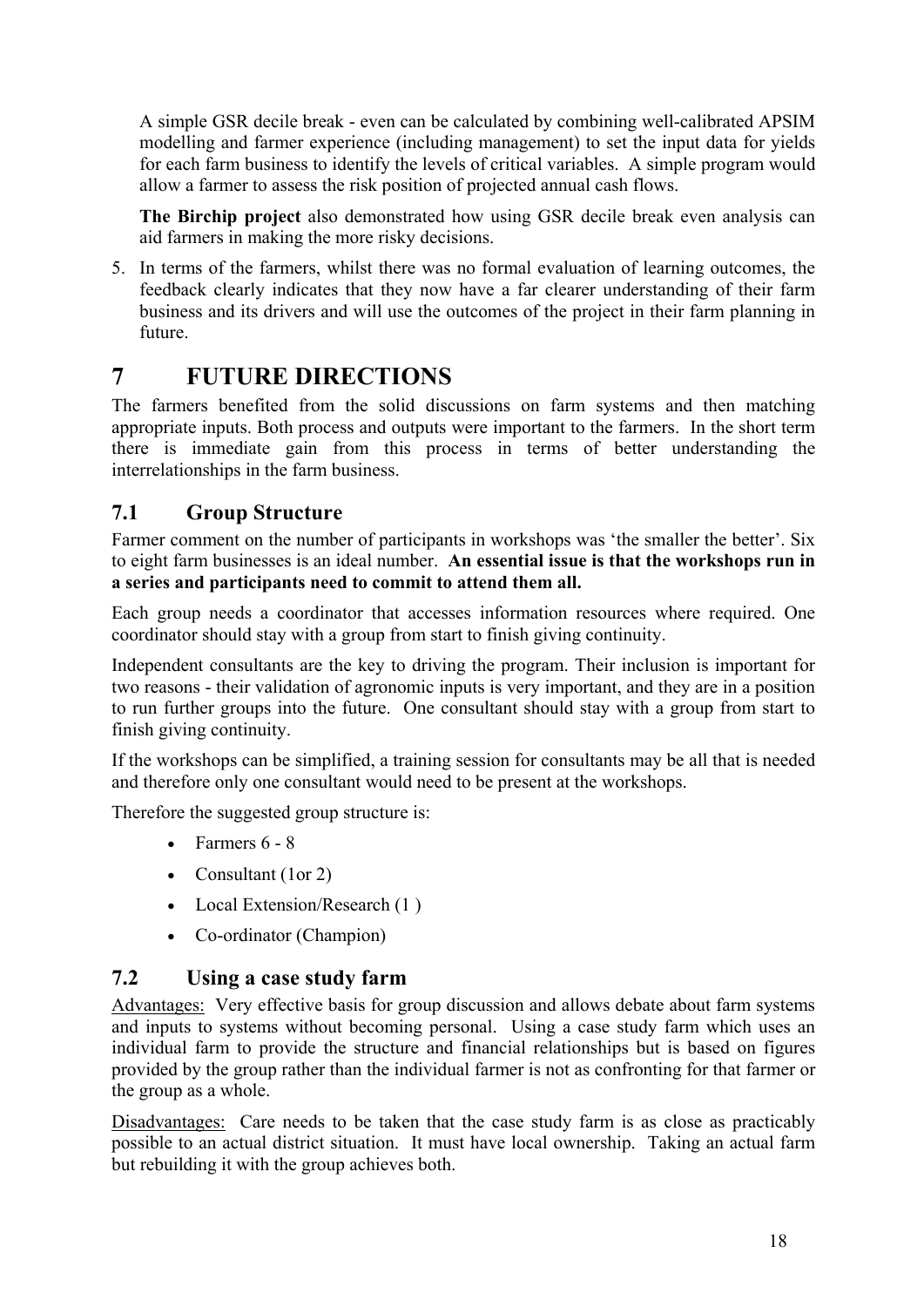A simple GSR decile break - even can be calculated by combining well-calibrated APSIM modelling and farmer experience (including management) to set the input data for yields for each farm business to identify the levels of critical variables. A simple program would allow a farmer to assess the risk position of projected annual cash flows.

**The Birchip project** also demonstrated how using GSR decile break even analysis can aid farmers in making the more risky decisions.

5. In terms of the farmers, whilst there was no formal evaluation of learning outcomes, the feedback clearly indicates that they now have a far clearer understanding of their farm business and its drivers and will use the outcomes of the project in their farm planning in future.

# 7 FUTURE DIRECTIONS

The farmers benefited from the solid discussions on farm systems and then matching appropriate inputs. Both process and outputs were important to the farmers. In the short term there is immediate gain from this process in terms of better understanding the interrelationships in the farm business.

## 7.1 Group Structure

Farmer comment on the number of participants in workshops was 'the smaller the better'. Six to eight farm businesses is an ideal number. **An essential issue is that the workshops run in a series and participants need to commit to attend them all.**

Each group needs a coordinator that accesses information resources where required. One coordinator should stay with a group from start to finish giving continuity.

Independent consultants are the key to driving the program. Their inclusion is important for two reasons - their validation of agronomic inputs is very important, and they are in a position to run further groups into the future. One consultant should stay with a group from start to finish giving continuity.

If the workshops can be simplified, a training session for consultants may be all that is needed and therefore only one consultant would need to be present at the workshops.

Therefore the suggested group structure is:

- Farmers 6 - 8
- Consultant (1or 2)
- Local Extension/Research (1 )
- Co-ordinator (Champion)

## 7.2 Using a case study farm

Advantages: Very effective basis for group discussion and allows debate about farm systems and inputs to systems without becoming personal. Using a case study farm which uses an individual farm to provide the structure and financial relationships but is based on figures provided by the group rather than the individual farmer is not as confronting for that farmer or the group as a whole.

Disadvantages: Care needs to be taken that the case study farm is as close as practicably possible to an actual district situation. It must have local ownership. Taking an actual farm but rebuilding it with the group achieves both.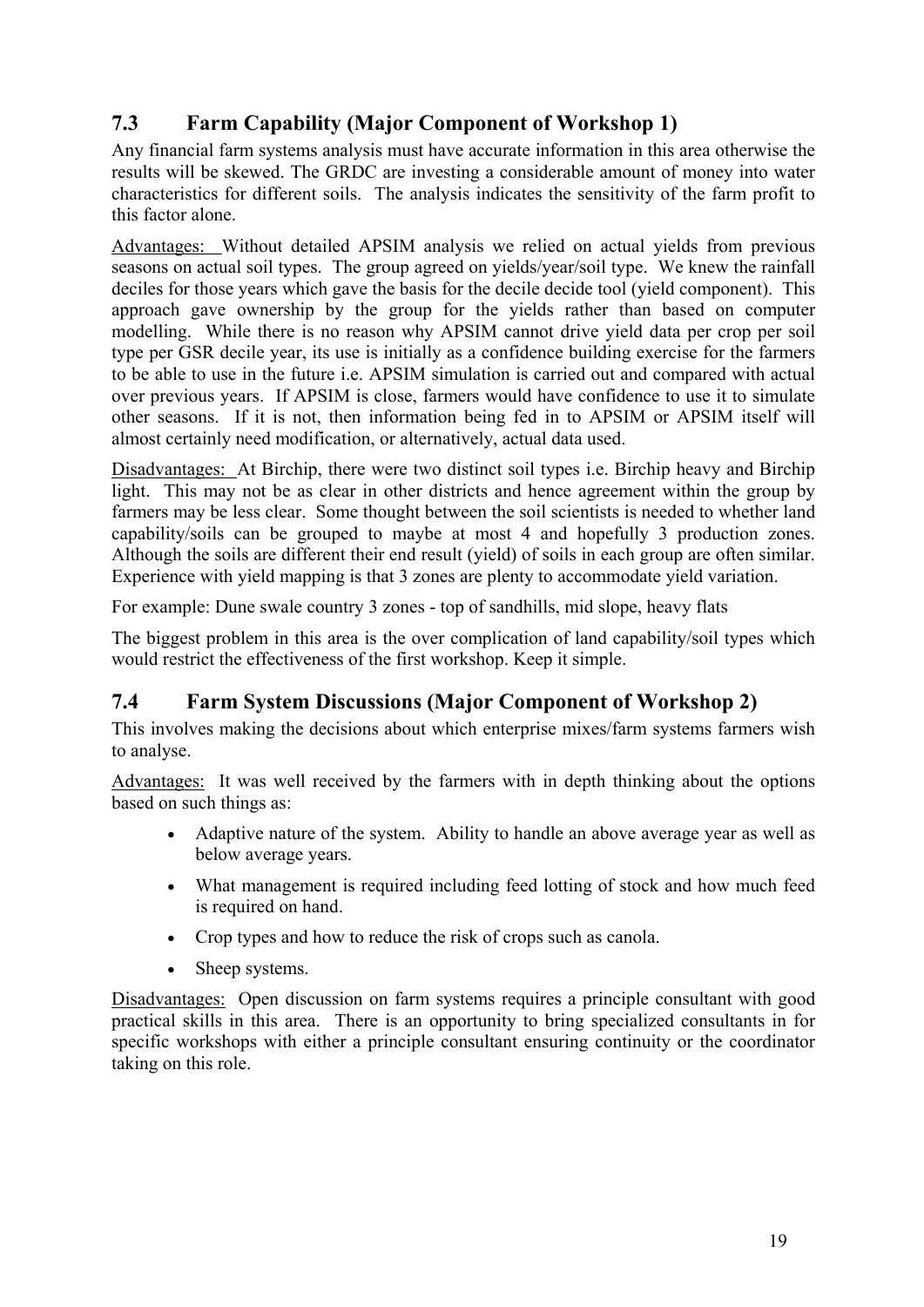## 7.3 Farm Capability (Major Component of Workshop 1)

Any financial farm systems analysis must have accurate information in this area otherwise the results will be skewed. The GRDC are investing a considerable amount of money into water characteristics for different soils. The analysis indicates the sensitivity of the farm profit to this factor alone.

Advantages: Without detailed APSIM analysis we relied on actual yields from previous seasons on actual soil types. The group agreed on yields/year/soil type. We knew the rainfall deciles for those years which gave the basis for the decile decide tool (yield component). This approach gave ownership by the group for the yields rather than based on computer modelling. While there is no reason why APSIM cannot drive yield data per crop per soil type per GSR decile year, its use is initially as a confidence building exercise for the farmers to be able to use in the future i.e. APSIM simulation is carried out and compared with actual over previous years. If APSIM is close, farmers would have confidence to use it to simulate other seasons. If it is not, then information being fed in to APSIM or APSIM itself will almost certainly need modification, or alternatively, actual data used.

Disadvantages: At Birchip, there were two distinct soil types i.e. Birchip heavy and Birchip light. This may not be as clear in other districts and hence agreement within the group by farmers may be less clear. Some thought between the soil scientists is needed to whether land capability/soils can be grouped to maybe at most 4 and hopefully 3 production zones. Although the soils are different their end result (yield) of soils in each group are often similar. Experience with yield mapping is that 3 zones are plenty to accommodate yield variation.

For example: Dune swale country 3 zones - top of sandhills, mid slope, heavy flats

The biggest problem in this area is the over complication of land capability/soil types which would restrict the effectiveness of the first workshop. Keep it simple.

## 7.4 Farm System Discussions (Major Component of Workshop 2)

This involves making the decisions about which enterprise mixes/farm systems farmers wish to analyse.

Advantages: It was well received by the farmers with in depth thinking about the options based on such things as:

- Adaptive nature of the system. Ability to handle an above average year as well as below average years.
- What management is required including feed lotting of stock and how much feed is required on hand.
- Crop types and how to reduce the risk of crops such as canola.
- Sheep systems.

Disadvantages: Open discussion on farm systems requires a principle consultant with good practical skills in this area. There is an opportunity to bring specialized consultants in for specific workshops with either a principle consultant ensuring continuity or the coordinator taking on this role.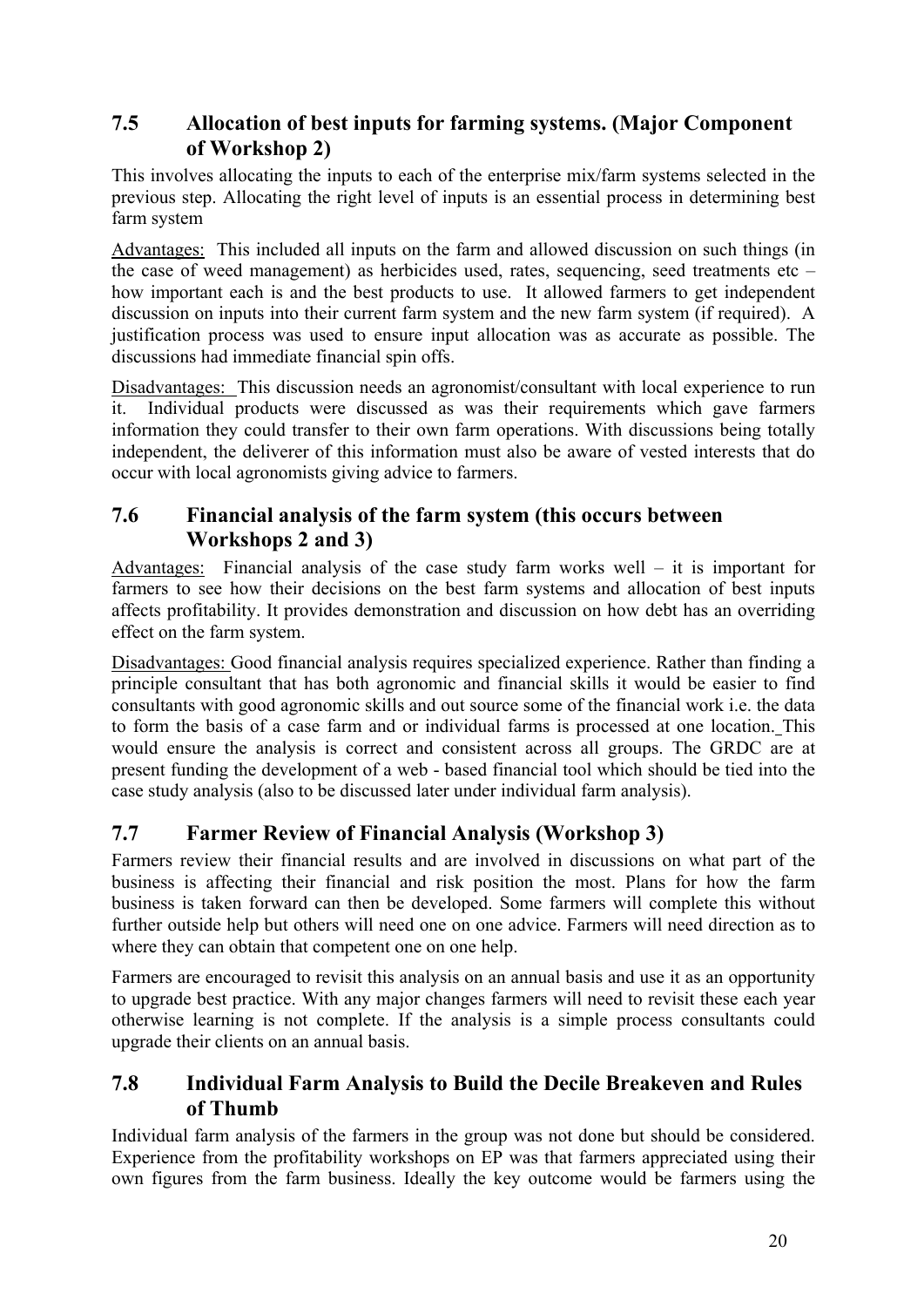## 7.5 Allocation of best inputs for farming systems. (Major Component of Workshop 2)

This involves allocating the inputs to each of the enterprise mix/farm systems selected in the previous step. Allocating the right level of inputs is an essential process in determining best farm system

Advantages: This included all inputs on the farm and allowed discussion on such things (in the case of weed management) as herbicides used, rates, sequencing, seed treatments etc – how important each is and the best products to use. It allowed farmers to get independent discussion on inputs into their current farm system and the new farm system (if required). A justification process was used to ensure input allocation was as accurate as possible. The discussions had immediate financial spin offs.

Disadvantages: This discussion needs an agronomist/consultant with local experience to run it. Individual products were discussed as was their requirements which gave farmers information they could transfer to their own farm operations. With discussions being totally independent, the deliverer of this information must also be aware of vested interests that do occur with local agronomists giving advice to farmers.

## 7.6 Financial analysis of the farm system (this occurs between Workshops 2 and 3)

Advantages: Financial analysis of the case study farm works well – it is important for farmers to see how their decisions on the best farm systems and allocation of best inputs affects profitability. It provides demonstration and discussion on how debt has an overriding effect on the farm system.

Disadvantages: Good financial analysis requires specialized experience. Rather than finding a principle consultant that has both agronomic and financial skills it would be easier to find consultants with good agronomic skills and out source some of the financial work i.e. the data to form the basis of a case farm and or individual farms is processed at one location. This would ensure the analysis is correct and consistent across all groups. The GRDC are at present funding the development of a web - based financial tool which should be tied into the case study analysis (also to be discussed later under individual farm analysis).

## 7.7 Farmer Review of Financial Analysis (Workshop 3)

Farmers review their financial results and are involved in discussions on what part of the business is affecting their financial and risk position the most. Plans for how the farm business is taken forward can then be developed. Some farmers will complete this without further outside help but others will need one on one advice. Farmers will need direction as to where they can obtain that competent one on one help.

Farmers are encouraged to revisit this analysis on an annual basis and use it as an opportunity to upgrade best practice. With any major changes farmers will need to revisit these each year otherwise learning is not complete. If the analysis is a simple process consultants could upgrade their clients on an annual basis.

## 7.8 Individual Farm Analysis to Build the Decile Breakeven and Rules of Thumb

Individual farm analysis of the farmers in the group was not done but should be considered. Experience from the profitability workshops on EP was that farmers appreciated using their own figures from the farm business. Ideally the key outcome would be farmers using the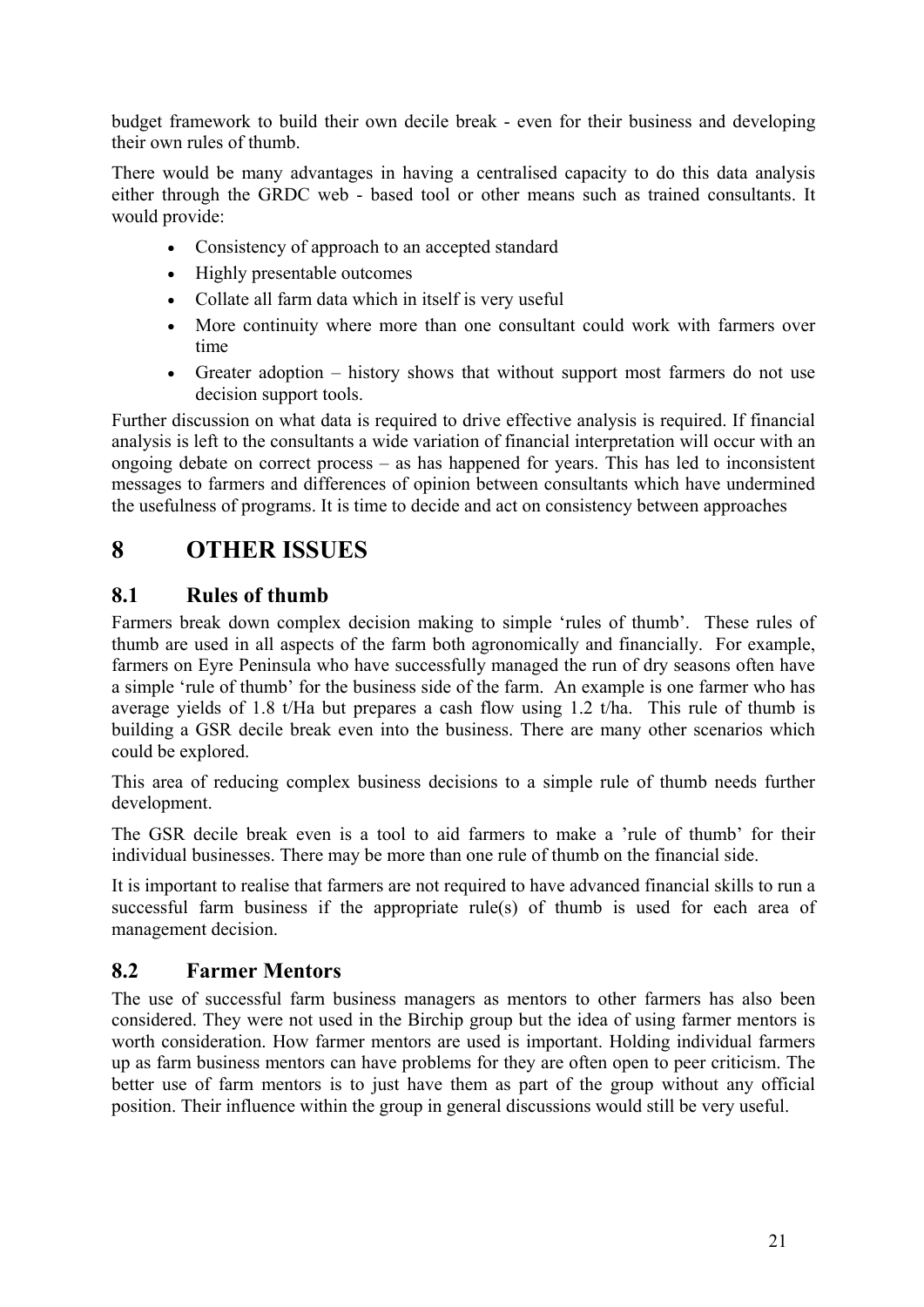budget framework to build their own decile break - even for their business and developing their own rules of thumb.

There would be many advantages in having a centralised capacity to do this data analysis either through the GRDC web - based tool or other means such as trained consultants. It would provide:

- Consistency of approach to an accepted standard
- Highly presentable outcomes
- Collate all farm data which in itself is very useful
- More continuity where more than one consultant could work with farmers over time
- Greater adoption – history shows that without support most farmers do not use decision support tools.

Further discussion on what data is required to drive effective analysis is required. If financial analysis is left to the consultants a wide variation of financial interpretation will occur with an ongoing debate on correct process – as has happened for years. This has led to inconsistent messages to farmers and differences of opinion between consultants which have undermined the usefulness of programs. It is time to decide and act on consistency between approaches

# 8 OTHER ISSUES

## 8.1 Rules of thumb

Farmers break down complex decision making to simple 'rules of thumb'. These rules of thumb are used in all aspects of the farm both agronomically and financially. For example, farmers on Eyre Peninsula who have successfully managed the run of dry seasons often have a simple 'rule of thumb' for the business side of the farm. An example is one farmer who has average yields of 1.8 t/Ha but prepares a cash flow using 1.2 t/ha. This rule of thumb is building a GSR decile break even into the business. There are many other scenarios which could be explored.

This area of reducing complex business decisions to a simple rule of thumb needs further development.

The GSR decile break even is a tool to aid farmers to make a 'rule of thumb' for their individual businesses. There may be more than one rule of thumb on the financial side.

It is important to realise that farmers are not required to have advanced financial skills to run a successful farm business if the appropriate rule(s) of thumb is used for each area of management decision.

## 8.2 Farmer Mentors

The use of successful farm business managers as mentors to other farmers has also been considered. They were not used in the Birchip group but the idea of using farmer mentors is worth consideration. How farmer mentors are used is important. Holding individual farmers up as farm business mentors can have problems for they are often open to peer criticism. The better use of farm mentors is to just have them as part of the group without any official position. Their influence within the group in general discussions would still be very useful.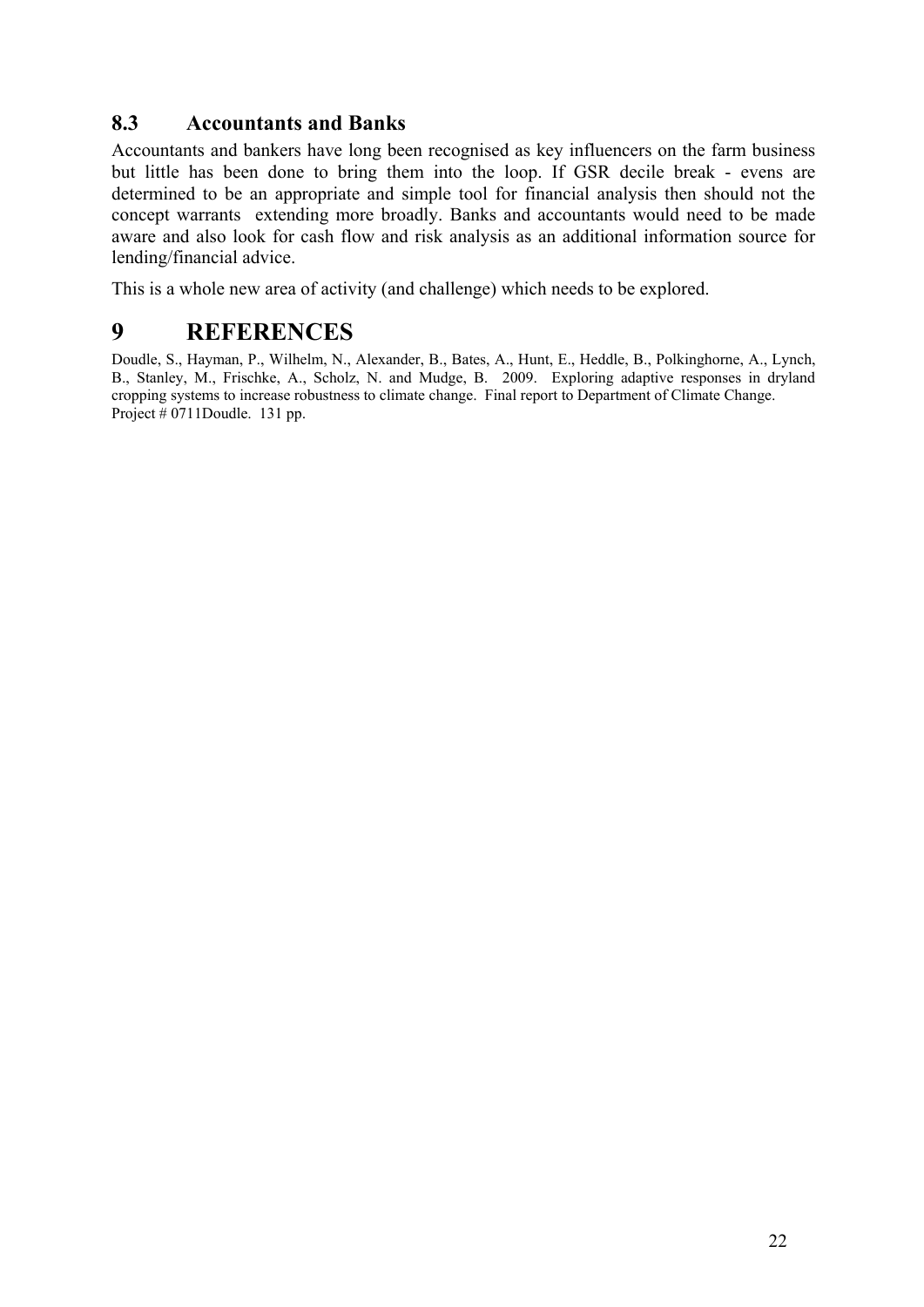### 8.3 Accountants and Banks

Accountants and bankers have long been recognised as key influencers on the farm business but little has been done to bring them into the loop. If GSR decile break - evens are determined to be an appropriate and simple tool for financial analysis then should not the concept warrants extending more broadly. Banks and accountants would need to be made aware and also look for cash flow and risk analysis as an additional information source for lending/financial advice.

This is a whole new area of activity (and challenge) which needs to be explored.

## 9 REFERENCES

Doudle, S., Hayman, P., Wilhelm, N., Alexander, B., Bates, A., Hunt, E., Heddle, B., Polkinghorne, A., Lynch, B., Stanley, M., Frischke, A., Scholz, N. and Mudge, B. 2009. Exploring adaptive responses in dryland cropping systems to increase robustness to climate change. Final report to Department of Climate Change. Project # 0711Doudle. 131 pp.